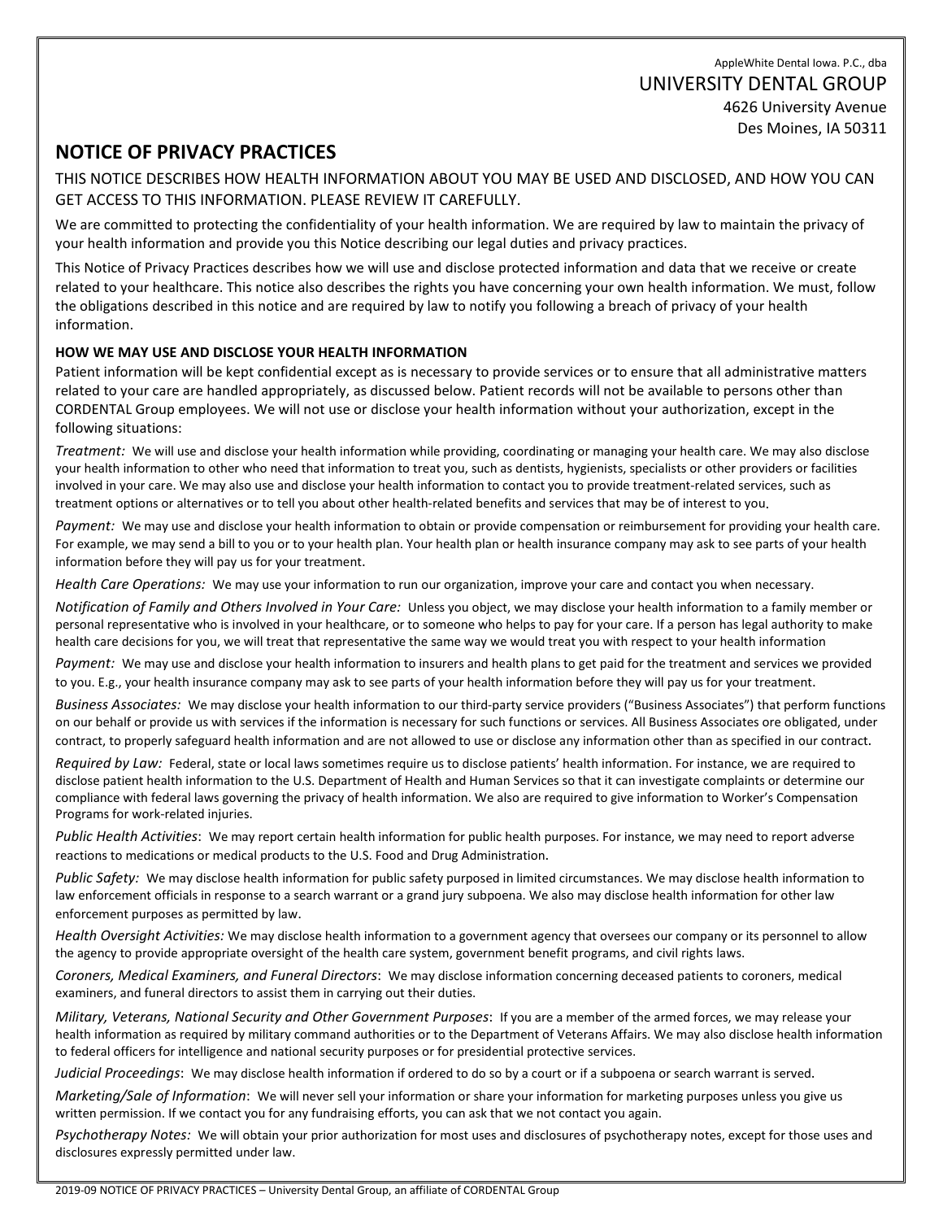AppleWhite Dental Iowa. P.C., dba
UNIVERSITY DENTAL GROUP
4626 University Avenue
Des Moines, IA 50311

# NOTICE OF PRIVACY PRACTICES

THIS NOTICE DESCRIBES HOW HEALTH INFORMATION ABOUT YOU MAY BE USED AND DISCLOSED, AND HOW YOU CAN GET ACCESS TO THIS INFORMATION. PLEASE REVIEW IT CAREFULLY.

We are committed to protecting the confidentiality of your health information. We are required by law to maintain the privacy of your health information and provide you this Notice describing our legal duties and privacy practices.

This Notice of Privacy Practices describes how we will use and disclose protected information and data that we receive or create related to your healthcare. This notice also describes the rights you have concerning your own health information. We must, follow the obligations described in this notice and are required by law to notify you following a breach of privacy of your health information.

**HOW WE MAY USE AND DISCLOSE YOUR HEALTH INFORMATION**

Patient information will be kept confidential except as is necessary to provide services or to ensure that all administrative matters related to your care are handled appropriately, as discussed below. Patient records will not be available to persons other than CORDENTAL Group employees. We will not use or disclose your health information without your authorization, except in the following situations:

*Treatment:* We will use and disclose your health information while providing, coordinating or managing your health care. We may also disclose your health information to other who need that information to treat you, such as dentists, hygienists, specialists or other providers or facilities involved in your care. We may also use and disclose your health information to contact you to provide treatment-related services, such as treatment options or alternatives or to tell you about other health-related benefits and services that may be of interest to you.

*Payment:* We may use and disclose your health information to obtain or provide compensation or reimbursement for providing your health care. For example, we may send a bill to you or to your health plan. Your health plan or health insurance company may ask to see parts of your health information before they will pay us for your treatment.

*Health Care Operations:* We may use your information to run our organization, improve your care and contact you when necessary.

*Notification of Family and Others Involved in Your Care:* Unless you object, we may disclose your health information to a family member or personal representative who is involved in your healthcare, or to someone who helps to pay for your care. If a person has legal authority to make health care decisions for you, we will treat that representative the same way we would treat you with respect to your health information

*Payment:* We may use and disclose your health information to insurers and health plans to get paid for the treatment and services we provided to you. E.g., your health insurance company may ask to see parts of your health information before they will pay us for your treatment.

*Business Associates:* We may disclose your health information to our third-party service providers ("Business Associates") that perform functions on our behalf or provide us with services if the information is necessary for such functions or services. All Business Associates ore obligated, under contract, to properly safeguard health information and are not allowed to use or disclose any information other than as specified in our contract.

*Required by Law:* Federal, state or local laws sometimes require us to disclose patients' health information. For instance, we are required to disclose patient health information to the U.S. Department of Health and Human Services so that it can investigate complaints or determine our compliance with federal laws governing the privacy of health information. We also are required to give information to Worker's Compensation Programs for work-related injuries.

*Public Health Activities*: We may report certain health information for public health purposes. For instance, we may need to report adverse reactions to medications or medical products to the U.S. Food and Drug Administration.

*Public Safety:* We may disclose health information for public safety purposed in limited circumstances. We may disclose health information to law enforcement officials in response to a search warrant or a grand jury subpoena. We also may disclose health information for other law enforcement purposes as permitted by law.

*Health Oversight Activities:* We may disclose health information to a government agency that oversees our company or its personnel to allow the agency to provide appropriate oversight of the health care system, government benefit programs, and civil rights laws.

*Coroners, Medical Examiners, and Funeral Directors*: We may disclose information concerning deceased patients to coroners, medical examiners, and funeral directors to assist them in carrying out their duties.

*Military, Veterans, National Security and Other Government Purposes*: If you are a member of the armed forces, we may release your health information as required by military command authorities or to the Department of Veterans Affairs. We may also disclose health information to federal officers for intelligence and national security purposes or for presidential protective services.

*Judicial Proceedings*: We may disclose health information if ordered to do so by a court or if a subpoena or search warrant is served.

*Marketing/Sale of Information*: We will never sell your information or share your information for marketing purposes unless you give us written permission. If we contact you for any fundraising efforts, you can ask that we not contact you again.

*Psychotherapy Notes:* We will obtain your prior authorization for most uses and disclosures of psychotherapy notes, except for those uses and disclosures expressly permitted under law.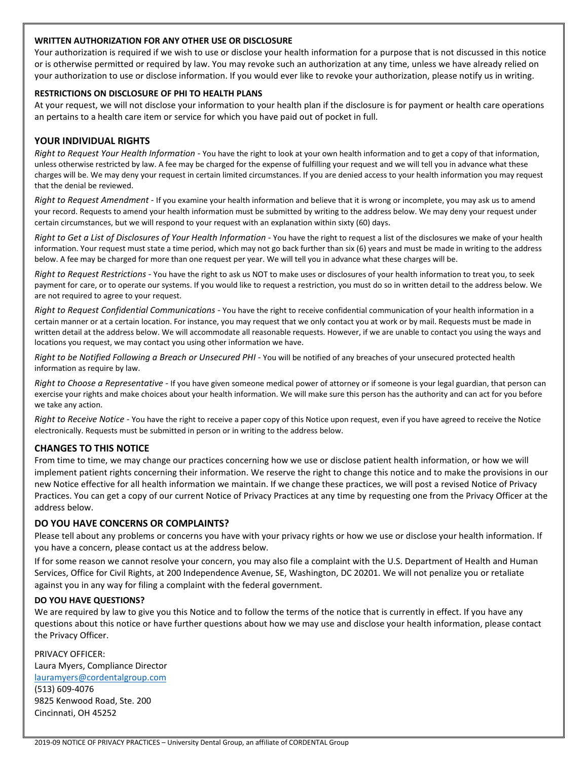**WRITTEN AUTHORIZATION FOR ANY OTHER USE OR DISCLOSURE**

Your authorization is required if we wish to use or disclose your health information for a purpose that is not discussed in this notice or is otherwise permitted or required by law. You may revoke such an authorization at any time, unless we have already relied on your authorization to use or disclose information. If you would ever like to revoke your authorization, please notify us in writing.

**RESTRICTIONS ON DISCLOSURE OF PHI TO HEALTH PLANS**

At your request, we will not disclose your information to your health plan if the disclosure is for payment or health care operations an pertains to a health care item or service for which you have paid out of pocket in full.

## YOUR INDIVIDUAL RIGHTS

*Right to Request Your Health Information* - You have the right to look at your own health information and to get a copy of that information, unless otherwise restricted by law. A fee may be charged for the expense of fulfilling your request and we will tell you in advance what these charges will be. We may deny your request in certain limited circumstances. If you are denied access to your health information you may request that the denial be reviewed.

*Right to Request Amendment* - If you examine your health information and believe that it is wrong or incomplete, you may ask us to amend your record. Requests to amend your health information must be submitted by writing to the address below. We may deny your request under certain circumstances, but we will respond to your request with an explanation within sixty (60) days.

*Right to Get a List of Disclosures of Your Health Information* - You have the right to request a list of the disclosures we make of your health information. Your request must state a time period, which may not go back further than six (6) years and must be made in writing to the address below. A fee may be charged for more than one request per year. We will tell you in advance what these charges will be.

*Right to Request Restrictions* - You have the right to ask us NOT to make uses or disclosures of your health information to treat you, to seek payment for care, or to operate our systems. If you would like to request a restriction, you must do so in written detail to the address below. We are not required to agree to your request.

*Right to Request Confidential Communications* - You have the right to receive confidential communication of your health information in a certain manner or at a certain location. For instance, you may request that we only contact you at work or by mail. Requests must be made in written detail at the address below. We will accommodate all reasonable requests. However, if we are unable to contact you using the ways and locations you request, we may contact you using other information we have.

*Right to be Notified Following a Breach or Unsecured PHI* - You will be notified of any breaches of your unsecured protected health information as require by law.

*Right to Choose a Representative* - If you have given someone medical power of attorney or if someone is your legal guardian, that person can exercise your rights and make choices about your health information. We will make sure this person has the authority and can act for you before we take any action.

*Right to Receive Notice* - You have the right to receive a paper copy of this Notice upon request, even if you have agreed to receive the Notice electronically. Requests must be submitted in person or in writing to the address below.

## CHANGES TO THIS NOTICE

From time to time, we may change our practices concerning how we use or disclose patient health information, or how we will implement patient rights concerning their information. We reserve the right to change this notice and to make the provisions in our new Notice effective for all health information we maintain. If we change these practices, we will post a revised Notice of Privacy Practices. You can get a copy of our current Notice of Privacy Practices at any time by requesting one from the Privacy Officer at the address below.

## DO YOU HAVE CONCERNS OR COMPLAINTS?

Please tell about any problems or concerns you have with your privacy rights or how we use or disclose your health information. If you have a concern, please contact us at the address below.

If for some reason we cannot resolve your concern, you may also file a complaint with the U.S. Department of Health and Human Services, Office for Civil Rights, at 200 Independence Avenue, SE, Washington, DC 20201. We will not penalize you or retaliate against you in any way for filing a complaint with the federal government.

**DO YOU HAVE QUESTIONS?**

We are required by law to give you this Notice and to follow the terms of the notice that is currently in effect. If you have any questions about this notice or have further questions about how we may use and disclose your health information, please contact the Privacy Officer.

PRIVACY OFFICER:
Laura Myers, Compliance Director
lauramyers@cordentalgroup.com
(513) 609-4076
9825 Kenwood Road, Ste. 200
Cincinnati, OH 45252

2019-09 NOTICE OF PRIVACY PRACTICES – University Dental Group, an affiliate of CORDENTAL Group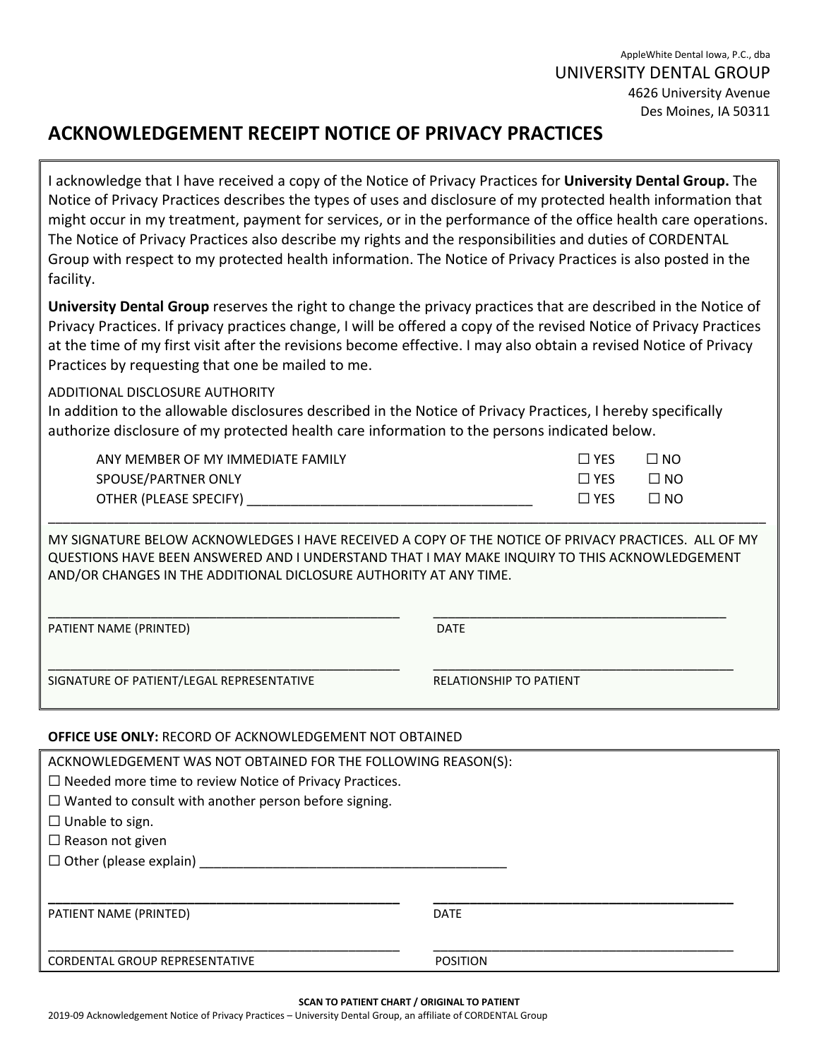ApplеWhite Dental Iowa, P.C., dba

UNIVERSITY DENTAL GROUP

4626 University Avenue

Des Moines, IA 50311

# ACKNOWLEDGEMENT RECEIPT NOTICE OF PRIVACY PRACTICES

I acknowledge that I have received a copy of the Notice of Privacy Practices for **University Dental Group.** The Notice of Privacy Practices describes the types of uses and disclosure of my protected health information that might occur in my treatment, payment for services, or in the performance of the office health care operations. The Notice of Privacy Practices also describe my rights and the responsibilities and duties of CORDENTAL Group with respect to my protected health information. The Notice of Privacy Practices is also posted in the facility.

**University Dental Group** reserves the right to change the privacy practices that are described in the Notice of Privacy Practices. If privacy practices change, I will be offered a copy of the revised Notice of Privacy Practices at the time of my first visit after the revisions become effective. I may also obtain a revised Notice of Privacy Practices by requesting that one be mailed to me.

ADDITIONAL DISCLOSURE AUTHORITY

In addition to the allowable disclosures described in the Notice of Privacy Practices, I hereby specifically authorize disclosure of my protected health care information to the persons indicated below.

| | | |
|---|---|---|
| ANY MEMBER OF MY IMMEDIATE FAMILY | ☐ YES | ☐ NO |
| SPOUSE/PARTNER ONLY | ☐ YES | ☐ NO |
| OTHER (PLEASE SPECIFY) ______________________________________ | ☐ YES | ☐ NO |

MY SIGNATURE BELOW ACKNOWLEDGES I HAVE RECEIVED A COPY OF THE NOTICE OF PRIVACY PRACTICES. ALL OF MY QUESTIONS HAVE BEEN ANSWERED AND I UNDERSTAND THAT I MAY MAKE INQUIRY TO THIS ACKNOWLEDGEMENT AND/OR CHANGES IN THE ADDITIONAL DICLOSURE AUTHORITY AT ANY TIME.

| | |
|---|---|
| ______________________________________ | ______________________________________ |
| PATIENT NAME (PRINTED) | DATE |
| ______________________________________ | ______________________________________ |
| SIGNATURE OF PATIENT/LEGAL REPRESENTATIVE | RELATIONSHIP TO PATIENT |

**OFFICE USE ONLY:** RECORD OF ACKNOWLEDGEMENT NOT OBTAINED

ACKNOWLEDGEMENT WAS NOT OBTAINED FOR THE FOLLOWING REASON(S):

☐ Needed more time to review Notice of Privacy Practices.

☐ Wanted to consult with another person before signing.

☐ Unable to sign.

☐ Reason not given

☐ Other (please explain) ________________________________________

| | |
|---|---|
| ______________________________________ | ______________________________________ |
| PATIENT NAME (PRINTED) | DATE |
| ______________________________________ | ______________________________________ |
| CORDENTAL GROUP REPRESENTATIVE | POSITION |

**SCAN TO PATIENT CHART / ORIGINAL TO PATIENT**

2019-09 Acknowledgement Notice of Privacy Practices – University Dental Group, an affiliate of CORDENTAL Group